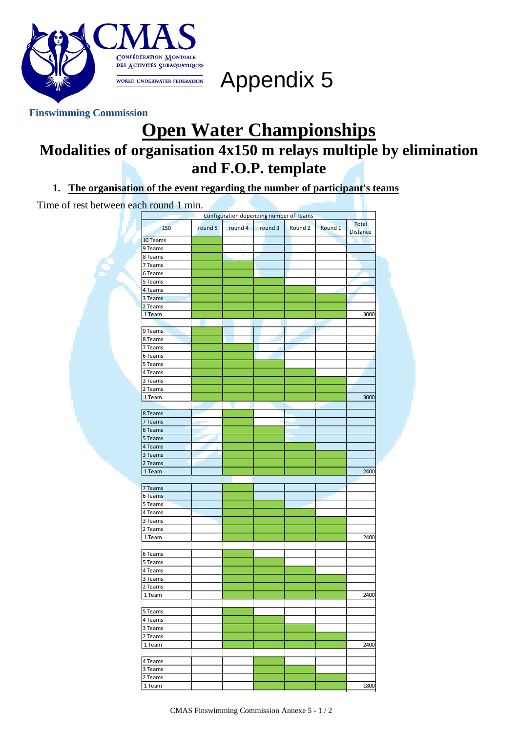# Appendix 5

**Finswimming Commission**

# Open Water Championships

## Modalities of organisation 4x150 m relays multiple by elimination and F.O.P. template

### 1. The organisation of the event regarding the number of participant's teams

Time of rest between each round 1 min.

| Configuration depending number of Teams | | | | | | |
|---|---|---|---|---|---|---|
| 150 | round 5 | round 4 | round 3 | Round 2 | Round 1 | Total Distance |
| 10 Teams | | | | | | |
| 9 Teams | | | | | | |
| 8 Teams | | | | | | |
| 7 Teams | | | | | | |
| 6 Teams | | | | | | |
| 5 Teams | | | | | | |
| 4 Teams | | | | | | |
| 3 Teams | | | | | | |
| 2 Teams | | | | | | |
| 1 Team | | | | | | 3000 |
| | | | | | | |
| 9 Teams | | | | | | |
| 8 Teams | | | | | | |
| 7 Teams | | | | | | |
| 6 Teams | | | | | | |
| 5 Teams | | | | | | |
| 4 Teams | | | | | | |
| 3 Teams | | | | | | |
| 2 Teams | | | | | | |
| 1 Team | | | | | | 3000 |
| | | | | | | |
| 8 Teams | | | | | | |
| 7 Teams | | | | | | |
| 6 Teams | | | | | | |
| 5 Teams | | | | | | |
| 4 Teams | | | | | | |
| 3 Teams | | | | | | |
| 2 Teams | | | | | | |
| 1 Team | | | | | | 2400 |
| | | | | | | |
| 7 Teams | | | | | | |
| 6 Teams | | | | | | |
| 5 Teams | | | | | | |
| 4 Teams | | | | | | |
| 3 Teams | | | | | | |
| 2 Teams | | | | | | |
| 1 Team | | | | | | 2400 |
| | | | | | | |
| 6 Teams | | | | | | |
| 5 Teams | | | | | | |
| 4 Teams | | | | | | |
| 3 Teams | | | | | | |
| 2 Teams | | | | | | |
| 1 Team | | | | | | 2400 |
| | | | | | | |
| 5 Teams | | | | | | |
| 4 Teams | | | | | | |
| 3 Teams | | | | | | |
| 2 Teams | | | | | | |
| 1 Team | | | | | | 2400 |
| | | | | | | |
| 4 Teams | | | | | | |
| 3 Teams | | | | | | |
| 2 Teams | | | | | | |
| 1 Team | | | | | | 1800 |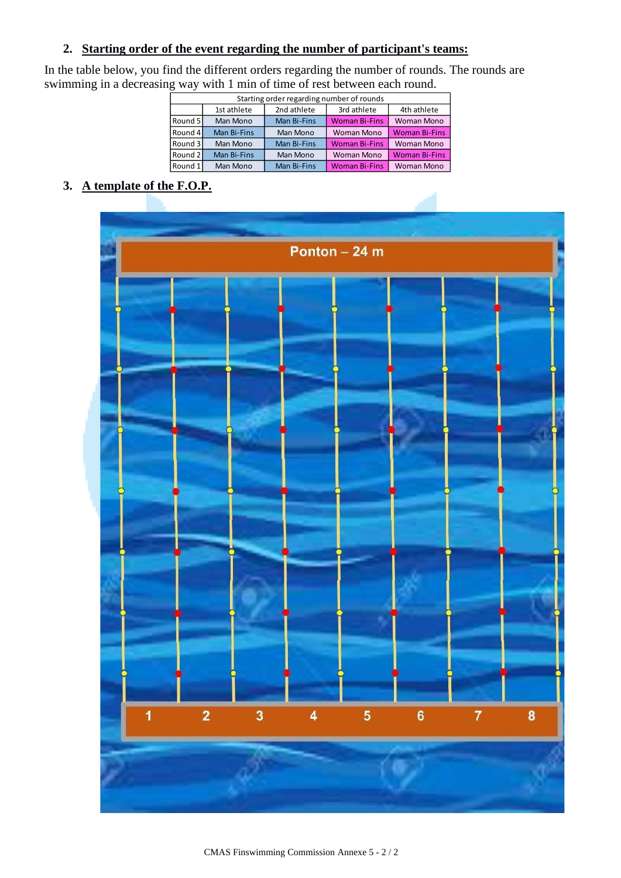2. **Starting order of the event regarding the number of participant's teams:**

In the table below, you find the different orders regarding the number of rounds. The rounds are swimming in a decreasing way with 1 min of time of rest between each round.

| Starting order regarding number of rounds | | | | |
|---|---|---|---|---|
| | 1st athlete | 2nd athlete | 3rd athlete | 4th athlete |
| Round 5 | Man Mono | Man Bi-Fins | Woman Bi-Fins | Woman Mono |
| Round 4 | Man Bi-Fins | Man Mono | Woman Mono | Woman Bi-Fins |
| Round 3 | Man Mono | Man Bi-Fins | Woman Bi-Fins | Woman Mono |
| Round 2 | Man Bi-Fins | Man Mono | Woman Mono | Woman Bi-Fins |
| Round 1 | Man Mono | Man Bi-Fins | Woman Bi-Fins | Woman Mono |

3. **A template of the F.O.P.**

Ponton – 24 m

1 2 3 4 5 6 7 8